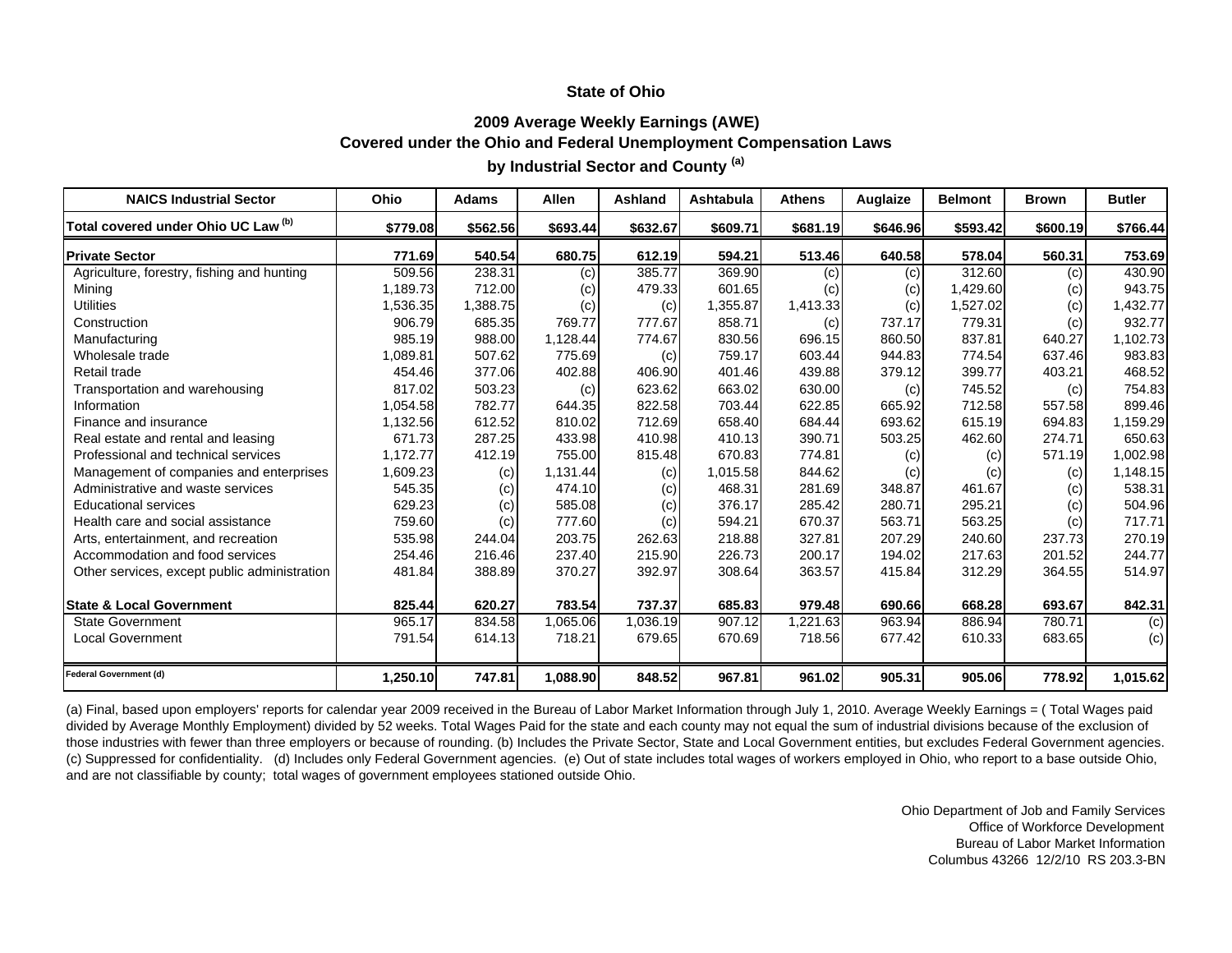### State of Ohio

### 2009 Average Weekly Earnings (AWE)
### Covered under the Ohio and Federal Unemployment Compensation Laws
### by Industrial Sector and County [(a)]

| NAICS Industrial Sector | Ohio | Adams | Allen | Ashland | Ashtabula | Athens | Auglaize | Belmont | Brown | Butler |
|---|---|---|---|---|---|---|---|---|---|---|
| **Total covered under Ohio UC Law [(b)]** | **$779.08** | **$562.56** | **$693.44** | **$632.67** | **$609.71** | **$681.19** | **$646.96** | **$593.42** | **$600.19** | **$766.44** |
| **Private Sector** | **771.69** | **540.54** | **680.75** | **612.19** | **594.21** | **513.46** | **640.58** | **578.04** | **560.31** | **753.69** |
| Agriculture, forestry, fishing and hunting | 509.56 | 238.31 | (c) | 385.77 | 369.90 | (c) | (c) | 312.60 | (c) | 430.90 |
| Mining | 1,189.73 | 712.00 | (c) | 479.33 | 601.65 | (c) | (c) | 1,429.60 | (c) | 943.75 |
| Utilities | 1,536.35 | 1,388.75 | (c) | (c) | 1,355.87 | 1,413.33 | (c) | 1,527.02 | (c) | 1,432.77 |
| Construction | 906.79 | 685.35 | 769.77 | 777.67 | 858.71 | (c) | 737.17 | 779.31 | (c) | 932.77 |
| Manufacturing | 985.19 | 988.00 | 1,128.44 | 774.67 | 830.56 | 696.15 | 860.50 | 837.81 | 640.27 | 1,102.73 |
| Wholesale trade | 1,089.81 | 507.62 | 775.69 | (c) | 759.17 | 603.44 | 944.83 | 774.54 | 637.46 | 983.83 |
| Retail trade | 454.46 | 377.06 | 402.88 | 406.90 | 401.46 | 439.88 | 379.12 | 399.77 | 403.21 | 468.52 |
| Transportation and warehousing | 817.02 | 503.23 | (c) | 623.62 | 663.02 | 630.00 | (c) | 745.52 | (c) | 754.83 |
| Information | 1,054.58 | 782.77 | 644.35 | 822.58 | 703.44 | 622.85 | 665.92 | 712.58 | 557.58 | 899.46 |
| Finance and insurance | 1,132.56 | 612.52 | 810.02 | 712.69 | 658.40 | 684.44 | 693.62 | 615.19 | 694.83 | 1,159.29 |
| Real estate and rental and leasing | 671.73 | 287.25 | 433.98 | 410.98 | 410.13 | 390.71 | 503.25 | 462.60 | 274.71 | 650.63 |
| Professional and technical services | 1,172.77 | 412.19 | 755.00 | 815.48 | 670.83 | 774.81 | (c) | (c) | 571.19 | 1,002.98 |
| Management of companies and enterprises | 1,609.23 | (c) | 1,131.44 | (c) | 1,015.58 | 844.62 | (c) | (c) | (c) | 1,148.15 |
| Administrative and waste services | 545.35 | (c) | 474.10 | (c) | 468.31 | 281.69 | 348.87 | 461.67 | (c) | 538.31 |
| Educational services | 629.23 | (c) | 585.08 | (c) | 376.17 | 285.42 | 280.71 | 295.21 | (c) | 504.96 |
| Health care and social assistance | 759.60 | (c) | 777.60 | (c) | 594.21 | 670.37 | 563.71 | 563.25 | (c) | 717.71 |
| Arts, entertainment, and recreation | 535.98 | 244.04 | 203.75 | 262.63 | 218.88 | 327.81 | 207.29 | 240.60 | 237.73 | 270.19 |
| Accommodation and food services | 254.46 | 216.46 | 237.40 | 215.90 | 226.73 | 200.17 | 194.02 | 217.63 | 201.52 | 244.77 |
| Other services, except public administration | 481.84 | 388.89 | 370.27 | 392.97 | 308.64 | 363.57 | 415.84 | 312.29 | 364.55 | 514.97 |
| **State & Local Government** | **825.44** | **620.27** | **783.54** | **737.37** | **685.83** | **979.48** | **690.66** | **668.28** | **693.67** | **842.31** |
| State Government | 965.17 | 834.58 | 1,065.06 | 1,036.19 | 907.12 | 1,221.63 | 963.94 | 886.94 | 780.71 | (c) |
| Local Government | 791.54 | 614.13 | 718.21 | 679.65 | 670.69 | 718.56 | 677.42 | 610.33 | 683.65 | (c) |
| **Federal Government (d)** | **1,250.10** | **747.81** | **1,088.90** | **848.52** | **967.81** | **961.02** | **905.31** | **905.06** | **778.92** | **1,015.62** |

(a) Final, based upon employers' reports for calendar year 2009 received in the Bureau of Labor Market Information through July 1, 2010. Average Weekly Earnings = ( Total Wages paid divided by Average Monthly Employment) divided by 52 weeks. Total Wages Paid for the state and each county may not equal the sum of industrial divisions because of the exclusion of those industries with fewer than three employers or because of rounding. (b) Includes the Private Sector, State and Local Government entities, but excludes Federal Government agencies. (c) Suppressed for confidentiality. (d) Includes only Federal Government agencies. (e) Out of state includes total wages of workers employed in Ohio, who report to a base outside Ohio, and are not classifiable by county; total wages of government employees stationed outside Ohio.

Ohio Department of Job and Family Services
Office of Workforce Development
Bureau of Labor Market Information
Columbus 43266 12/2/10 RS 203.3-BN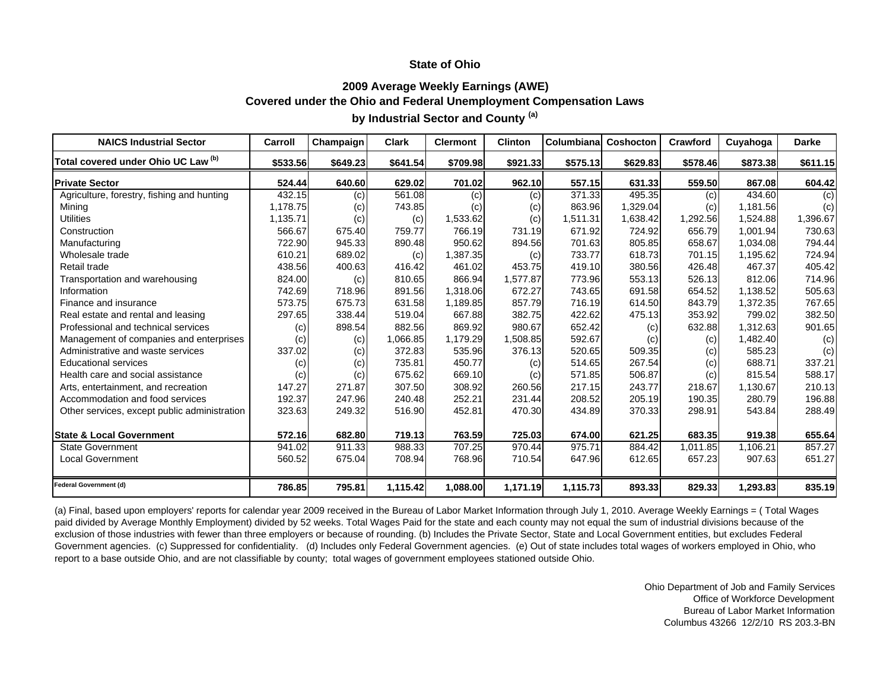### State of Ohio

### 2009 Average Weekly Earnings (AWE)
### Covered under the Ohio and Federal Unemployment Compensation Laws
### by Industrial Sector and County [(a)]

| NAICS Industrial Sector | Carroll | Champaign | Clark | Clermont | Clinton | Columbiana | Coshocton | Crawford | Cuyahoga | Darke |
|---|---|---|---|---|---|---|---|---|---|---|
| **Total covered under Ohio UC Law [(b)]** | **$533.56** | **$649.23** | **$641.54** | **$709.98** | **$921.33** | **$575.13** | **$629.83** | **$578.46** | **$873.38** | **$611.15** |
| **Private Sector** | **524.44** | **640.60** | **629.02** | **701.02** | **962.10** | **557.15** | **631.33** | **559.50** | **867.08** | **604.42** |
| Agriculture, forestry, fishing and hunting | 432.15 | (c) | 561.08 | (c) | (c) | 371.33 | 495.35 | (c) | 434.60 | (c) |
| Mining | 1,178.75 | (c) | 743.85 | (c) | (c) | 863.96 | 1,329.04 | (c) | 1,181.56 | (c) |
| Utilities | 1,135.71 | (c) | (c) | 1,533.62 | (c) | 1,511.31 | 1,638.42 | 1,292.56 | 1,524.88 | 1,396.67 |
| Construction | 566.67 | 675.40 | 759.77 | 766.19 | 731.19 | 671.92 | 724.92 | 656.79 | 1,001.94 | 730.63 |
| Manufacturing | 722.90 | 945.33 | 890.48 | 950.62 | 894.56 | 701.63 | 805.85 | 658.67 | 1,034.08 | 794.44 |
| Wholesale trade | 610.21 | 689.02 | (c) | 1,387.35 | (c) | 733.77 | 618.73 | 701.15 | 1,195.62 | 724.94 |
| Retail trade | 438.56 | 400.63 | 416.42 | 461.02 | 453.75 | 419.10 | 380.56 | 426.48 | 467.37 | 405.42 |
| Transportation and warehousing | 824.00 | (c) | 810.65 | 866.94 | 1,577.87 | 773.96 | 553.13 | 526.13 | 812.06 | 714.96 |
| Information | 742.69 | 718.96 | 891.56 | 1,318.06 | 672.27 | 743.65 | 691.58 | 654.52 | 1,138.52 | 505.63 |
| Finance and insurance | 573.75 | 675.73 | 631.58 | 1,189.85 | 857.79 | 716.19 | 614.50 | 843.79 | 1,372.35 | 767.65 |
| Real estate and rental and leasing | 297.65 | 338.44 | 519.04 | 667.88 | 382.75 | 422.62 | 475.13 | 353.92 | 799.02 | 382.50 |
| Professional and technical services | (c) | 898.54 | 882.56 | 869.92 | 980.67 | 652.42 | (c) | 632.88 | 1,312.63 | 901.65 |
| Management of companies and enterprises | (c) | (c) | 1,066.85 | 1,179.29 | 1,508.85 | 592.67 | (c) | (c) | 1,482.40 | (c) |
| Administrative and waste services | 337.02 | (c) | 372.83 | 535.96 | 376.13 | 520.65 | 509.35 | (c) | 585.23 | (c) |
| Educational services | (c) | (c) | 735.81 | 450.77 | (c) | 514.65 | 267.54 | (c) | 688.71 | 337.21 |
| Health care and social assistance | (c) | (c) | 675.62 | 669.10 | (c) | 571.85 | 506.87 | (c) | 815.54 | 588.17 |
| Arts, entertainment, and recreation | 147.27 | 271.87 | 307.50 | 308.92 | 260.56 | 217.15 | 243.77 | 218.67 | 1,130.67 | 210.13 |
| Accommodation and food services | 192.37 | 247.96 | 240.48 | 252.21 | 231.44 | 208.52 | 205.19 | 190.35 | 280.79 | 196.88 |
| Other services, except public administration | 323.63 | 249.32 | 516.90 | 452.81 | 470.30 | 434.89 | 370.33 | 298.91 | 543.84 | 288.49 |
| **State & Local Government** | **572.16** | **682.80** | **719.13** | **763.59** | **725.03** | **674.00** | **621.25** | **683.35** | **919.38** | **655.64** |
| State Government | 941.02 | 911.33 | 988.33 | 707.25 | 970.44 | 975.71 | 884.42 | 1,011.85 | 1,106.21 | 857.27 |
| Local Government | 560.52 | 675.04 | 708.94 | 768.96 | 710.54 | 647.96 | 612.65 | 657.23 | 907.63 | 651.27 |
| **Federal Government (d)** | **786.85** | **795.81** | **1,115.42** | **1,088.00** | **1,171.19** | **1,115.73** | **893.33** | **829.33** | **1,293.83** | **835.19** |

(a) Final, based upon employers' reports for calendar year 2009 received in the Bureau of Labor Market Information through July 1, 2010. Average Weekly Earnings = ( Total Wages paid divided by Average Monthly Employment) divided by 52 weeks. Total Wages Paid for the state and each county may not equal the sum of industrial divisions because of the exclusion of those industries with fewer than three employers or because of rounding. (b) Includes the Private Sector, State and Local Government entities, but excludes Federal Government agencies. (c) Suppressed for confidentiality. (d) Includes only Federal Government agencies. (e) Out of state includes total wages of workers employed in Ohio, who report to a base outside Ohio, and are not classifiable by county; total wages of government employees stationed outside Ohio.

Ohio Department of Job and Family Services
Office of Workforce Development
Bureau of Labor Market Information
Columbus 43266 12/2/10 RS 203.3-BN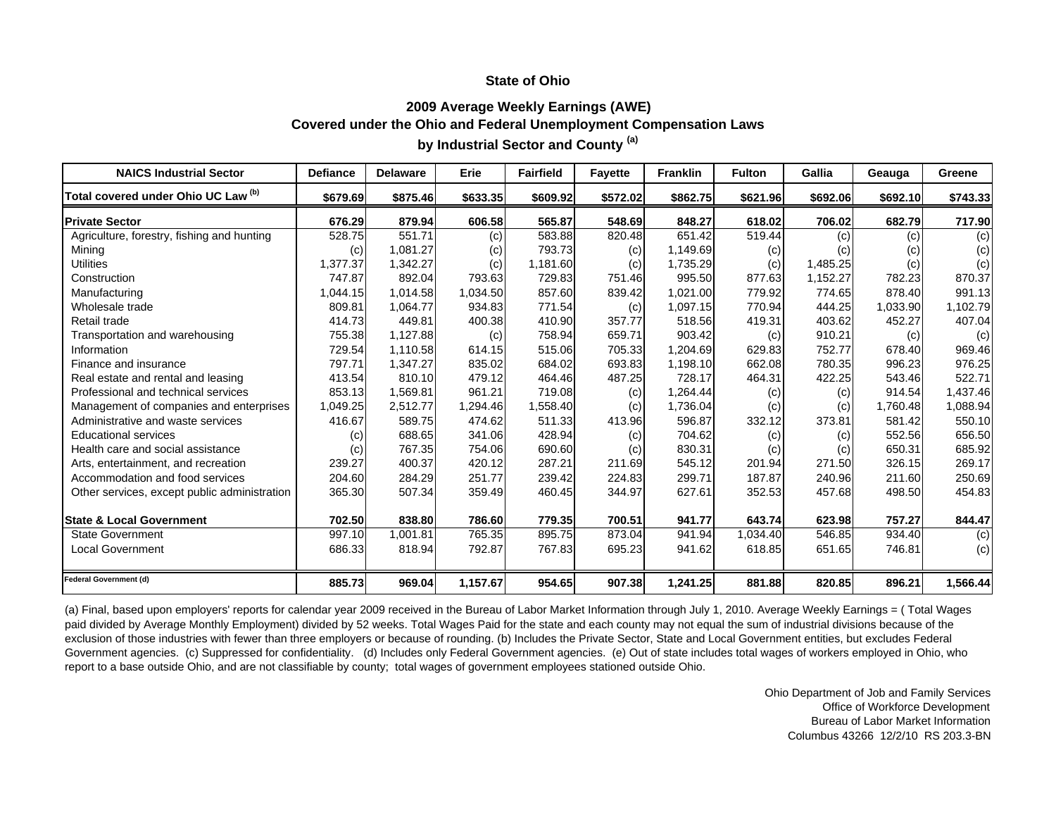# State of Ohio

## 2009 Average Weekly Earnings (AWE)
## Covered under the Ohio and Federal Unemployment Compensation Laws
## by Industrial Sector and County [(a)]

| NAICS Industrial Sector | Defiance | Delaware | Erie | Fairfield | Fayette | Franklin | Fulton | Gallia | Geauga | Greene |
|---|---|---|---|---|---|---|---|---|---|---|
| **Total covered under Ohio UC Law [(b)]** | **$679.69** | **$875.46** | **$633.35** | **$609.92** | **$572.02** | **$862.75** | **$621.96** | **$692.06** | **$692.10** | **$743.33** |
| **Private Sector** | **676.29** | **879.94** | **606.58** | **565.87** | **548.69** | **848.27** | **618.02** | **706.02** | **682.79** | **717.90** |
| Agriculture, forestry, fishing and hunting | 528.75 | 551.71 | (c) | 583.88 | 820.48 | 651.42 | 519.44 | (c) | (c) | (c) |
| Mining | (c) | 1,081.27 | (c) | 793.73 | (c) | 1,149.69 | (c) | (c) | (c) | (c) |
| Utilities | 1,377.37 | 1,342.27 | (c) | 1,181.60 | (c) | 1,735.29 | (c) | 1,485.25 | (c) | (c) |
| Construction | 747.87 | 892.04 | 793.63 | 729.83 | 751.46 | 995.50 | 877.63 | 1,152.27 | 782.23 | 870.37 |
| Manufacturing | 1,044.15 | 1,014.58 | 1,034.50 | 857.60 | 839.42 | 1,021.00 | 779.92 | 774.65 | 878.40 | 991.13 |
| Wholesale trade | 809.81 | 1,064.77 | 934.83 | 771.54 | (c) | 1,097.15 | 770.94 | 444.25 | 1,033.90 | 1,102.79 |
| Retail trade | 414.73 | 449.81 | 400.38 | 410.90 | 357.77 | 518.56 | 419.31 | 403.62 | 452.27 | 407.04 |
| Transportation and warehousing | 755.38 | 1,127.88 | (c) | 758.94 | 659.71 | 903.42 | (c) | 910.21 | (c) | (c) |
| Information | 729.54 | 1,110.58 | 614.15 | 515.06 | 705.33 | 1,204.69 | 629.83 | 752.77 | 678.40 | 969.46 |
| Finance and insurance | 797.71 | 1,347.27 | 835.02 | 684.02 | 693.83 | 1,198.10 | 662.08 | 780.35 | 996.23 | 976.25 |
| Real estate and rental and leasing | 413.54 | 810.10 | 479.12 | 464.46 | 487.25 | 728.17 | 464.31 | 422.25 | 543.46 | 522.71 |
| Professional and technical services | 853.13 | 1,569.81 | 961.21 | 719.08 | (c) | 1,264.44 | (c) | (c) | 914.54 | 1,437.46 |
| Management of companies and enterprises | 1,049.25 | 2,512.77 | 1,294.46 | 1,558.40 | (c) | 1,736.04 | (c) | (c) | 1,760.48 | 1,088.94 |
| Administrative and waste services | 416.67 | 589.75 | 474.62 | 511.33 | 413.96 | 596.87 | 332.12 | 373.81 | 581.42 | 550.10 |
| Educational services | (c) | 688.65 | 341.06 | 428.94 | (c) | 704.62 | (c) | (c) | 552.56 | 656.50 |
| Health care and social assistance | (c) | 767.35 | 754.06 | 690.60 | (c) | 830.31 | (c) | (c) | 650.31 | 685.92 |
| Arts, entertainment, and recreation | 239.27 | 400.37 | 420.12 | 287.21 | 211.69 | 545.12 | 201.94 | 271.50 | 326.15 | 269.17 |
| Accommodation and food services | 204.60 | 284.29 | 251.77 | 239.42 | 224.83 | 299.71 | 187.87 | 240.96 | 211.60 | 250.69 |
| Other services, except public administration | 365.30 | 507.34 | 359.49 | 460.45 | 344.97 | 627.61 | 352.53 | 457.68 | 498.50 | 454.83 |
| **State & Local Government** | **702.50** | **838.80** | **786.60** | **779.35** | **700.51** | **941.77** | **643.74** | **623.98** | **757.27** | **844.47** |
| State Government | 997.10 | 1,001.81 | 765.35 | 895.75 | 873.04 | 941.94 | 1,034.40 | 546.85 | 934.40 | (c) |
| Local Government | 686.33 | 818.94 | 792.87 | 767.83 | 695.23 | 941.62 | 618.85 | 651.65 | 746.81 | (c) |
| **Federal Government (d)** | **885.73** | **969.04** | **1,157.67** | **954.65** | **907.38** | **1,241.25** | **881.88** | **820.85** | **896.21** | **1,566.44** |

(a) Final, based upon employers' reports for calendar year 2009 received in the Bureau of Labor Market Information through July 1, 2010. Average Weekly Earnings = ( Total Wages paid divided by Average Monthly Employment) divided by 52 weeks. Total Wages Paid for the state and each county may not equal the sum of industrial divisions because of the exclusion of those industries with fewer than three employers or because of rounding. (b) Includes the Private Sector, State and Local Government entities, but excludes Federal Government agencies. (c) Suppressed for confidentiality. (d) Includes only Federal Government agencies. (e) Out of state includes total wages of workers employed in Ohio, who report to a base outside Ohio, and are not classifiable by county; total wages of government employees stationed outside Ohio.

Ohio Department of Job and Family Services
Office of Workforce Development
Bureau of Labor Market Information
Columbus 43266 12/2/10 RS 203.3-BN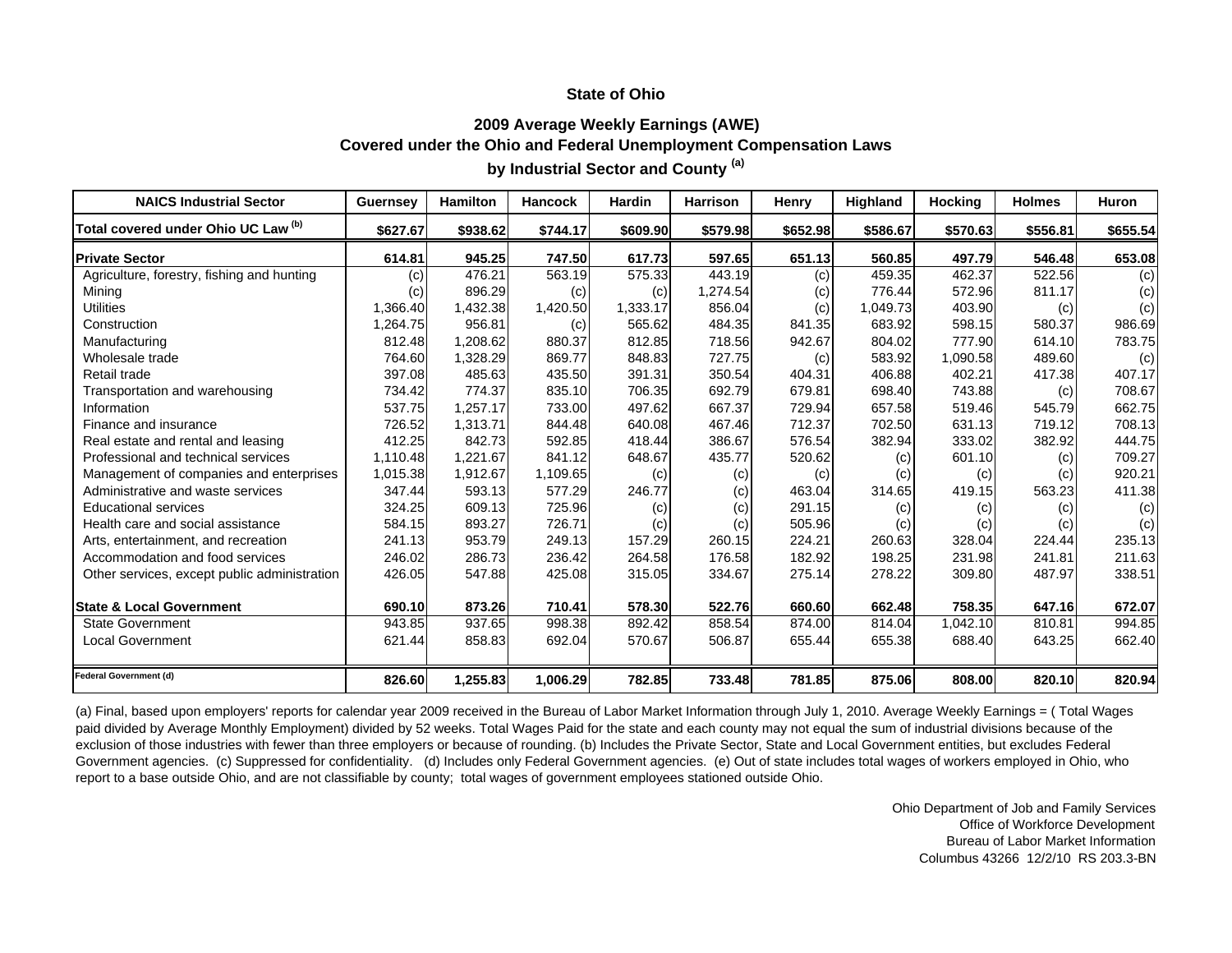# State of Ohio

## 2009 Average Weekly Earnings (AWE)
## Covered under the Ohio and Federal Unemployment Compensation Laws
## by Industrial Sector and County [(a)]

| NAICS Industrial Sector | Guernsey | Hamilton | Hancock | Hardin | Harrison | Henry | Highland | Hocking | Holmes | Huron |
|---|---|---|---|---|---|---|---|---|---|---|
| **Total covered under Ohio UC Law [(b)]** | **$627.67** | **$938.62** | **$744.17** | **$609.90** | **$579.98** | **$652.98** | **$586.67** | **$570.63** | **$556.81** | **$655.54** |
| **Private Sector** | **614.81** | **945.25** | **747.50** | **617.73** | **597.65** | **651.13** | **560.85** | **497.79** | **546.48** | **653.08** |
| Agriculture, forestry, fishing and hunting | (c) | 476.21 | 563.19 | 575.33 | 443.19 | (c) | 459.35 | 462.37 | 522.56 | (c) |
| Mining | (c) | 896.29 | (c) | (c) | 1,274.54 | (c) | 776.44 | 572.96 | 811.17 | (c) |
| Utilities | 1,366.40 | 1,432.38 | 1,420.50 | 1,333.17 | 856.04 | (c) | 1,049.73 | 403.90 | (c) | (c) |
| Construction | 1,264.75 | 956.81 | (c) | 565.62 | 484.35 | 841.35 | 683.92 | 598.15 | 580.37 | 986.69 |
| Manufacturing | 812.48 | 1,208.62 | 880.37 | 812.85 | 718.56 | 942.67 | 804.02 | 777.90 | 614.10 | 783.75 |
| Wholesale trade | 764.60 | 1,328.29 | 869.77 | 848.83 | 727.75 | (c) | 583.92 | 1,090.58 | 489.60 | (c) |
| Retail trade | 397.08 | 485.63 | 435.50 | 391.31 | 350.54 | 404.31 | 406.88 | 402.21 | 417.38 | 407.17 |
| Transportation and warehousing | 734.42 | 774.37 | 835.10 | 706.35 | 692.79 | 679.81 | 698.40 | 743.88 | (c) | 708.67 |
| Information | 537.75 | 1,257.17 | 733.00 | 497.62 | 667.37 | 729.94 | 657.58 | 519.46 | 545.79 | 662.75 |
| Finance and insurance | 726.52 | 1,313.71 | 844.48 | 640.08 | 467.46 | 712.37 | 702.50 | 631.13 | 719.12 | 708.13 |
| Real estate and rental and leasing | 412.25 | 842.73 | 592.85 | 418.44 | 386.67 | 576.54 | 382.94 | 333.02 | 382.92 | 444.75 |
| Professional and technical services | 1,110.48 | 1,221.67 | 841.12 | 648.67 | 435.77 | 520.62 | (c) | 601.10 | (c) | 709.27 |
| Management of companies and enterprises | 1,015.38 | 1,912.67 | 1,109.65 | (c) | (c) | (c) | (c) | (c) | (c) | 920.21 |
| Administrative and waste services | 347.44 | 593.13 | 577.29 | 246.77 | (c) | 463.04 | 314.65 | 419.15 | 563.23 | 411.38 |
| Educational services | 324.25 | 609.13 | 725.96 | (c) | (c) | 291.15 | (c) | (c) | (c) | (c) |
| Health care and social assistance | 584.15 | 893.27 | 726.71 | (c) | (c) | 505.96 | (c) | (c) | (c) | (c) |
| Arts, entertainment, and recreation | 241.13 | 953.79 | 249.13 | 157.29 | 260.15 | 224.21 | 260.63 | 328.04 | 224.44 | 235.13 |
| Accommodation and food services | 246.02 | 286.73 | 236.42 | 264.58 | 176.58 | 182.92 | 198.25 | 231.98 | 241.81 | 211.63 |
| Other services, except public administration | 426.05 | 547.88 | 425.08 | 315.05 | 334.67 | 275.14 | 278.22 | 309.80 | 487.97 | 338.51 |
| **State & Local Government** | **690.10** | **873.26** | **710.41** | **578.30** | **522.76** | **660.60** | **662.48** | **758.35** | **647.16** | **672.07** |
| State Government | 943.85 | 937.65 | 998.38 | 892.42 | 858.54 | 874.00 | 814.04 | 1,042.10 | 810.81 | 994.85 |
| Local Government | 621.44 | 858.83 | 692.04 | 570.67 | 506.87 | 655.44 | 655.38 | 688.40 | 643.25 | 662.40 |
| **Federal Government (d)** | **826.60** | **1,255.83** | **1,006.29** | **782.85** | **733.48** | **781.85** | **875.06** | **808.00** | **820.10** | **820.94** |

(a) Final, based upon employers' reports for calendar year 2009 received in the Bureau of Labor Market Information through July 1, 2010. Average Weekly Earnings = ( Total Wages paid divided by Average Monthly Employment) divided by 52 weeks. Total Wages Paid for the state and each county may not equal the sum of industrial divisions because of the exclusion of those industries with fewer than three employers or because of rounding. (b) Includes the Private Sector, State and Local Government entities, but excludes Federal Government agencies. (c) Suppressed for confidentiality. (d) Includes only Federal Government agencies. (e) Out of state includes total wages of workers employed in Ohio, who report to a base outside Ohio, and are not classifiable by county; total wages of government employees stationed outside Ohio.

Ohio Department of Job and Family Services
Office of Workforce Development
Bureau of Labor Market Information
Columbus 43266 12/2/10 RS 203.3-BN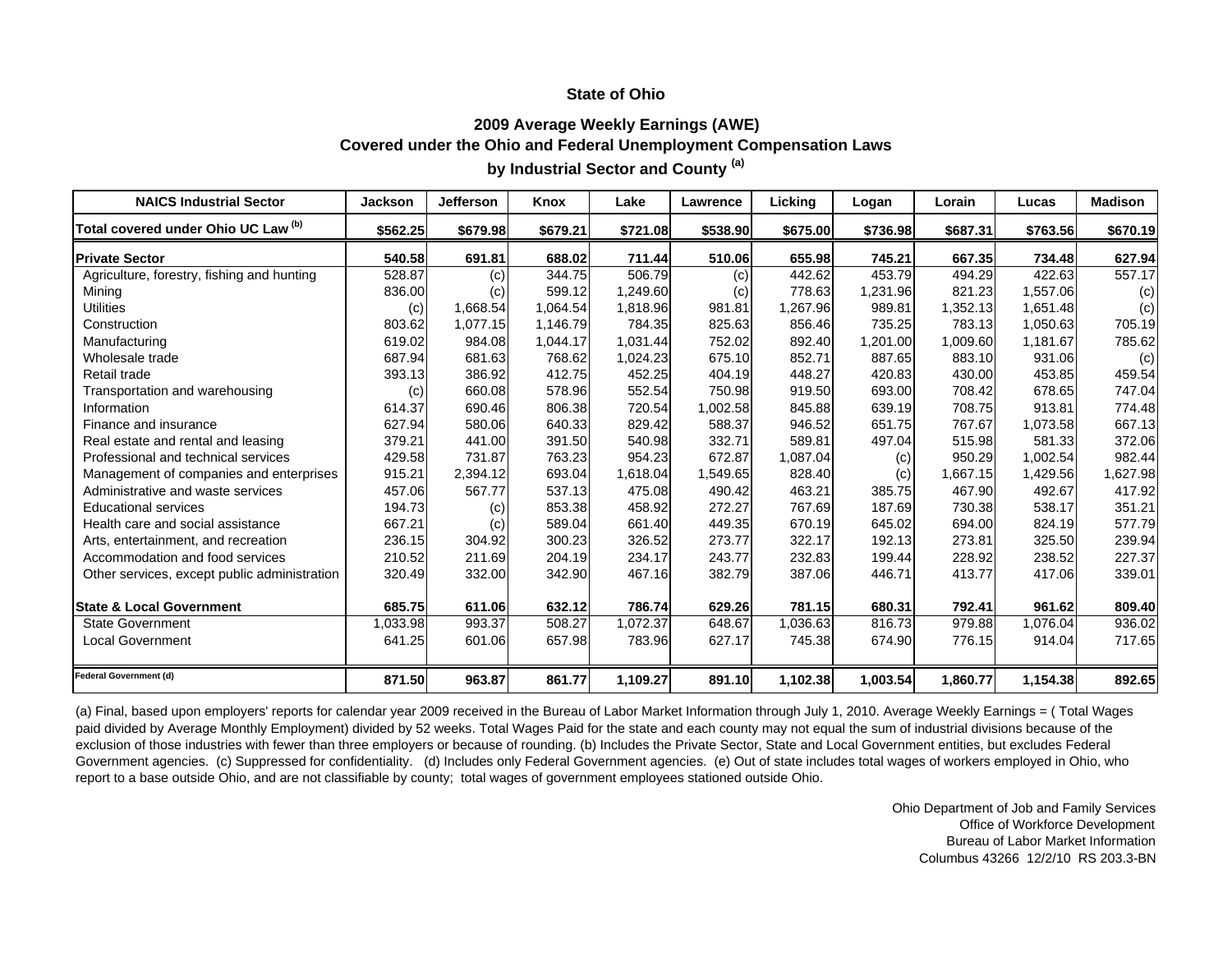# State of Ohio

## 2009 Average Weekly Earnings (AWE)
## Covered under the Ohio and Federal Unemployment Compensation Laws
## by Industrial Sector and County [(a)]

| NAICS Industrial Sector | Jackson | Jefferson | Knox | Lake | Lawrence | Licking | Logan | Lorain | Lucas | Madison |
|---|---|---|---|---|---|---|---|---|---|---|
| Total covered under Ohio UC Law [(b)] | $562.25 | $679.98 | $679.21 | $721.08 | $538.90 | $675.00 | $736.98 | $687.31 | $763.56 | $670.19 |
| **Private Sector** | 540.58 | 691.81 | 688.02 | 711.44 | 510.06 | 655.98 | 745.21 | 667.35 | 734.48 | 627.94 |
| Agriculture, forestry, fishing and hunting | 528.87 | (c) | 344.75 | 506.79 | (c) | 442.62 | 453.79 | 494.29 | 422.63 | 557.17 |
| Mining | 836.00 | (c) | 599.12 | 1,249.60 | (c) | 778.63 | 1,231.96 | 821.23 | 1,557.06 | (c) |
| Utilities | (c) | 1,668.54 | 1,064.54 | 1,818.96 | 981.81 | 1,267.96 | 989.81 | 1,352.13 | 1,651.48 | (c) |
| Construction | 803.62 | 1,077.15 | 1,146.79 | 784.35 | 825.63 | 856.46 | 735.25 | 783.13 | 1,050.63 | 705.19 |
| Manufacturing | 619.02 | 984.08 | 1,044.17 | 1,031.44 | 752.02 | 892.40 | 1,201.00 | 1,009.60 | 1,181.67 | 785.62 |
| Wholesale trade | 687.94 | 681.63 | 768.62 | 1,024.23 | 675.10 | 852.71 | 887.65 | 883.10 | 931.06 | (c) |
| Retail trade | 393.13 | 386.92 | 412.75 | 452.25 | 404.19 | 448.27 | 420.83 | 430.00 | 453.85 | 459.54 |
| Transportation and warehousing | (c) | 660.08 | 578.96 | 552.54 | 750.98 | 919.50 | 693.00 | 708.42 | 678.65 | 747.04 |
| Information | 614.37 | 690.46 | 806.38 | 720.54 | 1,002.58 | 845.88 | 639.19 | 708.75 | 913.81 | 774.48 |
| Finance and insurance | 627.94 | 580.06 | 640.33 | 829.42 | 588.37 | 946.52 | 651.75 | 767.67 | 1,073.58 | 667.13 |
| Real estate and rental and leasing | 379.21 | 441.00 | 391.50 | 540.98 | 332.71 | 589.81 | 497.04 | 515.98 | 581.33 | 372.06 |
| Professional and technical services | 429.58 | 731.87 | 763.23 | 954.23 | 672.87 | 1,087.04 | (c) | 950.29 | 1,002.54 | 982.44 |
| Management of companies and enterprises | 915.21 | 2,394.12 | 693.04 | 1,618.04 | 1,549.65 | 828.40 | (c) | 1,667.15 | 1,429.56 | 1,627.98 |
| Administrative and waste services | 457.06 | 567.77 | 537.13 | 475.08 | 490.42 | 463.21 | 385.75 | 467.90 | 492.67 | 417.92 |
| Educational services | 194.73 | (c) | 853.38 | 458.92 | 272.27 | 767.69 | 187.69 | 730.38 | 538.17 | 351.21 |
| Health care and social assistance | 667.21 | (c) | 589.04 | 661.40 | 449.35 | 670.19 | 645.02 | 694.00 | 824.19 | 577.79 |
| Arts, entertainment, and recreation | 236.15 | 304.92 | 300.23 | 326.52 | 273.77 | 322.17 | 192.13 | 273.81 | 325.50 | 239.94 |
| Accommodation and food services | 210.52 | 211.69 | 204.19 | 234.17 | 243.77 | 232.83 | 199.44 | 228.92 | 238.52 | 227.37 |
| Other services, except public administration | 320.49 | 332.00 | 342.90 | 467.16 | 382.79 | 387.06 | 446.71 | 413.77 | 417.06 | 339.01 |
| **State & Local Government** | 685.75 | 611.06 | 632.12 | 786.74 | 629.26 | 781.15 | 680.31 | 792.41 | 961.62 | 809.40 |
| State Government | 1,033.98 | 993.37 | 508.27 | 1,072.37 | 648.67 | 1,036.63 | 816.73 | 979.88 | 1,076.04 | 936.02 |
| Local Government | 641.25 | 601.06 | 657.98 | 783.96 | 627.17 | 745.38 | 674.90 | 776.15 | 914.04 | 717.65 |
| Federal Government (d) | 871.50 | 963.87 | 861.77 | 1,109.27 | 891.10 | 1,102.38 | 1,003.54 | 1,860.77 | 1,154.38 | 892.65 |

(a) Final, based upon employers' reports for calendar year 2009 received in the Bureau of Labor Market Information through July 1, 2010. Average Weekly Earnings = ( Total Wages paid divided by Average Monthly Employment) divided by 52 weeks. Total Wages Paid for the state and each county may not equal the sum of industrial divisions because of the exclusion of those industries with fewer than three employers or because of rounding. (b) Includes the Private Sector, State and Local Government entities, but excludes Federal Government agencies. (c) Suppressed for confidentiality. (d) Includes only Federal Government agencies. (e) Out of state includes total wages of workers employed in Ohio, who report to a base outside Ohio, and are not classifiable by county; total wages of government employees stationed outside Ohio.

Ohio Department of Job and Family Services
Office of Workforce Development
Bureau of Labor Market Information
Columbus 43266 12/2/10 RS 203.3-BN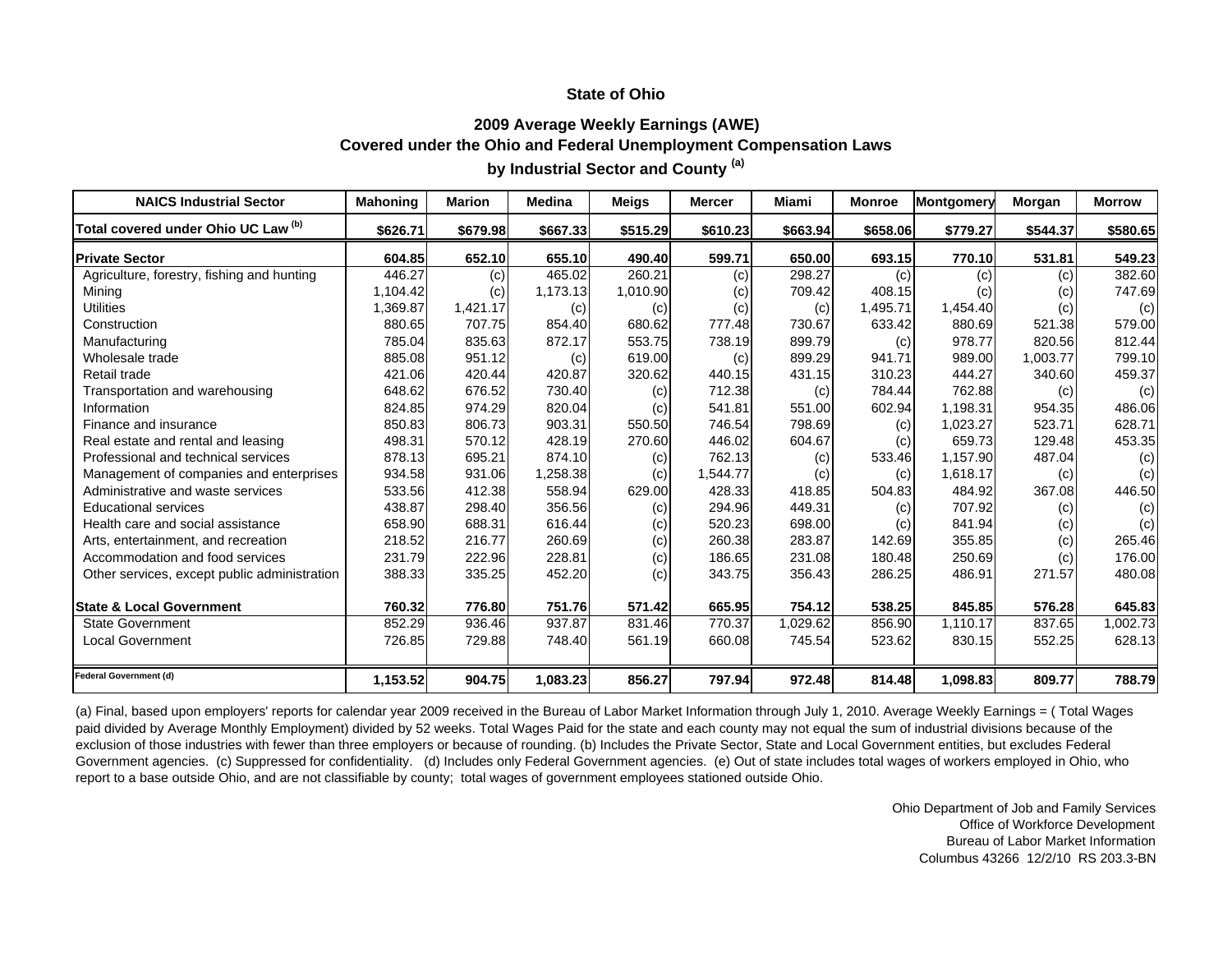# State of Ohio

## 2009 Average Weekly Earnings (AWE)

## Covered under the Ohio and Federal Unemployment Compensation Laws

## by Industrial Sector and County [(a)]

| NAICS Industrial Sector | Mahoning | Marion | Medina | Meigs | Mercer | Miami | Monroe | Montgomery | Morgan | Morrow |
|---|---|---|---|---|---|---|---|---|---|---|
| **Total covered under Ohio UC Law [(b)]** | **$626.71** | **$679.98** | **$667.33** | **$515.29** | **$610.23** | **$663.94** | **$658.06** | **$779.27** | **$544.37** | **$580.65** |
| **Private Sector** | **604.85** | **652.10** | **655.10** | **490.40** | **599.71** | **650.00** | **693.15** | **770.10** | **531.81** | **549.23** |
| Agriculture, forestry, fishing and hunting | 446.27 | (c) | 465.02 | 260.21 | (c) | 298.27 | (c) | (c) | (c) | 382.60 |
| Mining | 1,104.42 | (c) | 1,173.13 | 1,010.90 | (c) | 709.42 | 408.15 | (c) | (c) | 747.69 |
| Utilities | 1,369.87 | 1,421.17 | (c) | (c) | (c) | (c) | 1,495.71 | 1,454.40 | (c) | (c) |
| Construction | 880.65 | 707.75 | 854.40 | 680.62 | 777.48 | 730.67 | 633.42 | 880.69 | 521.38 | 579.00 |
| Manufacturing | 785.04 | 835.63 | 872.17 | 553.75 | 738.19 | 899.79 | (c) | 978.77 | 820.56 | 812.44 |
| Wholesale trade | 885.08 | 951.12 | (c) | 619.00 | (c) | 899.29 | 941.71 | 989.00 | 1,003.77 | 799.10 |
| Retail trade | 421.06 | 420.44 | 420.87 | 320.62 | 440.15 | 431.15 | 310.23 | 444.27 | 340.60 | 459.37 |
| Transportation and warehousing | 648.62 | 676.52 | 730.40 | (c) | 712.38 | (c) | 784.44 | 762.88 | (c) | (c) |
| Information | 824.85 | 974.29 | 820.04 | (c) | 541.81 | 551.00 | 602.94 | 1,198.31 | 954.35 | 486.06 |
| Finance and insurance | 850.83 | 806.73 | 903.31 | 550.50 | 746.54 | 798.69 | (c) | 1,023.27 | 523.71 | 628.71 |
| Real estate and rental and leasing | 498.31 | 570.12 | 428.19 | 270.60 | 446.02 | 604.67 | (c) | 659.73 | 129.48 | 453.35 |
| Professional and technical services | 878.13 | 695.21 | 874.10 | (c) | 762.13 | (c) | 533.46 | 1,157.90 | 487.04 | (c) |
| Management of companies and enterprises | 934.58 | 931.06 | 1,258.38 | (c) | 1,544.77 | (c) | (c) | 1,618.17 | (c) | (c) |
| Administrative and waste services | 533.56 | 412.38 | 558.94 | 629.00 | 428.33 | 418.85 | 504.83 | 484.92 | 367.08 | 446.50 |
| Educational services | 438.87 | 298.40 | 356.56 | (c) | 294.96 | 449.31 | (c) | 707.92 | (c) | (c) |
| Health care and social assistance | 658.90 | 688.31 | 616.44 | (c) | 520.23 | 698.00 | (c) | 841.94 | (c) | (c) |
| Arts, entertainment, and recreation | 218.52 | 216.77 | 260.69 | (c) | 260.38 | 283.87 | 142.69 | 355.85 | (c) | 265.46 |
| Accommodation and food services | 231.79 | 222.96 | 228.81 | (c) | 186.65 | 231.08 | 180.48 | 250.69 | (c) | 176.00 |
| Other services, except public administration | 388.33 | 335.25 | 452.20 | (c) | 343.75 | 356.43 | 286.25 | 486.91 | 271.57 | 480.08 |
| **State & Local Government** | **760.32** | **776.80** | **751.76** | **571.42** | **665.95** | **754.12** | **538.25** | **845.85** | **576.28** | **645.83** |
| State Government | 852.29 | 936.46 | 937.87 | 831.46 | 770.37 | 1,029.62 | 856.90 | 1,110.17 | 837.65 | 1,002.73 |
| Local Government | 726.85 | 729.88 | 748.40 | 561.19 | 660.08 | 745.54 | 523.62 | 830.15 | 552.25 | 628.13 |
| **Federal Government (d)** | **1,153.52** | **904.75** | **1,083.23** | **856.27** | **797.94** | **972.48** | **814.48** | **1,098.83** | **809.77** | **788.79** |

(a) Final, based upon employers' reports for calendar year 2009 received in the Bureau of Labor Market Information through July 1, 2010. Average Weekly Earnings = ( Total Wages paid divided by Average Monthly Employment) divided by 52 weeks. Total Wages Paid for the state and each county may not equal the sum of industrial divisions because of the exclusion of those industries with fewer than three employers or because of rounding. (b) Includes the Private Sector, State and Local Government entities, but excludes Federal Government agencies. (c) Suppressed for confidentiality. (d) Includes only Federal Government agencies. (e) Out of state includes total wages of workers employed in Ohio, who report to a base outside Ohio, and are not classifiable by county; total wages of government employees stationed outside Ohio.

Ohio Department of Job and Family Services
Office of Workforce Development
Bureau of Labor Market Information
Columbus 43266 12/2/10 RS 203.3-BN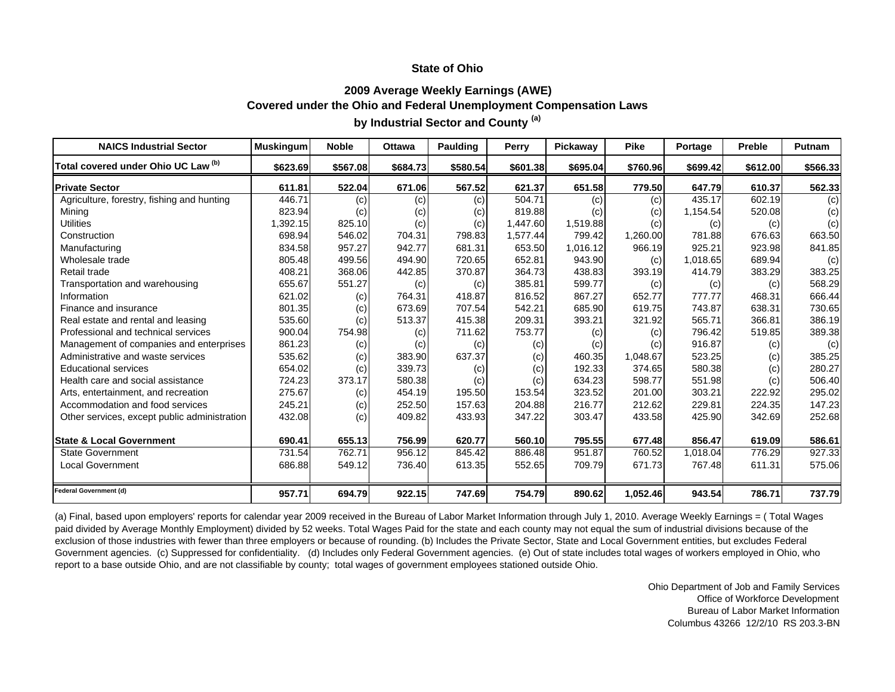# State of Ohio

## 2009 Average Weekly Earnings (AWE)
## Covered under the Ohio and Federal Unemployment Compensation Laws
## by Industrial Sector and County [(a)]

| NAICS Industrial Sector | Muskingum | Noble | Ottawa | Paulding | Perry | Pickaway | Pike | Portage | Preble | Putnam |
|---|---|---|---|---|---|---|---|---|---|---|
| Total covered under Ohio UC Law [(b)] | $623.69 | $567.08 | $684.73 | $580.54 | $601.38 | $695.04 | $760.96 | $699.42 | $612.00 | $566.33 |
| **Private Sector** | **611.81** | **522.04** | **671.06** | **567.52** | **621.37** | **651.58** | **779.50** | **647.79** | **610.37** | **562.33** |
| Agriculture, forestry, fishing and hunting | 446.71 | (c) | (c) | (c) | 504.71 | (c) | (c) | 435.17 | 602.19 | (c) |
| Mining | 823.94 | (c) | (c) | (c) | 819.88 | (c) | (c) | 1,154.54 | 520.08 | (c) |
| Utilities | 1,392.15 | 825.10 | (c) | (c) | 1,447.60 | 1,519.88 | (c) | (c) | (c) | (c) |
| Construction | 698.94 | 546.02 | 704.31 | 798.83 | 1,577.44 | 799.42 | 1,260.00 | 781.88 | 676.63 | 663.50 |
| Manufacturing | 834.58 | 957.27 | 942.77 | 681.31 | 653.50 | 1,016.12 | 966.19 | 925.21 | 923.98 | 841.85 |
| Wholesale trade | 805.48 | 499.56 | 494.90 | 720.65 | 652.81 | 943.90 | (c) | 1,018.65 | 689.94 | (c) |
| Retail trade | 408.21 | 368.06 | 442.85 | 370.87 | 364.73 | 438.83 | 393.19 | 414.79 | 383.29 | 383.25 |
| Transportation and warehousing | 655.67 | 551.27 | (c) | (c) | 385.81 | 599.77 | (c) | (c) | (c) | 568.29 |
| Information | 621.02 | (c) | 764.31 | 418.87 | 816.52 | 867.27 | 652.77 | 777.77 | 468.31 | 666.44 |
| Finance and insurance | 801.35 | (c) | 673.69 | 707.54 | 542.21 | 685.90 | 619.75 | 743.87 | 638.31 | 730.65 |
| Real estate and rental and leasing | 535.60 | (c) | 513.37 | 415.38 | 209.31 | 393.21 | 321.92 | 565.71 | 366.81 | 386.19 |
| Professional and technical services | 900.04 | 754.98 | (c) | 711.62 | 753.77 | (c) | (c) | 796.42 | 519.85 | 389.38 |
| Management of companies and enterprises | 861.23 | (c) | (c) | (c) | (c) | (c) | (c) | 916.87 | (c) | (c) |
| Administrative and waste services | 535.62 | (c) | 383.90 | 637.37 | (c) | 460.35 | 1,048.67 | 523.25 | (c) | 385.25 |
| Educational services | 654.02 | (c) | 339.73 | (c) | (c) | 192.33 | 374.65 | 580.38 | (c) | 280.27 |
| Health care and social assistance | 724.23 | 373.17 | 580.38 | (c) | (c) | 634.23 | 598.77 | 551.98 | (c) | 506.40 |
| Arts, entertainment, and recreation | 275.67 | (c) | 454.19 | 195.50 | 153.54 | 323.52 | 201.00 | 303.21 | 222.92 | 295.02 |
| Accommodation and food services | 245.21 | (c) | 252.50 | 157.63 | 204.88 | 216.77 | 212.62 | 229.81 | 224.35 | 147.23 |
| Other services, except public administration | 432.08 | (c) | 409.82 | 433.93 | 347.22 | 303.47 | 433.58 | 425.90 | 342.69 | 252.68 |
| **State & Local Government** | **690.41** | **655.13** | **756.99** | **620.77** | **560.10** | **795.55** | **677.48** | **856.47** | **619.09** | **586.61** |
| State Government | 731.54 | 762.71 | 956.12 | 845.42 | 886.48 | 951.87 | 760.52 | 1,018.04 | 776.29 | 927.33 |
| Local Government | 686.88 | 549.12 | 736.40 | 613.35 | 552.65 | 709.79 | 671.73 | 767.48 | 611.31 | 575.06 |
| **Federal Government (d)** | **957.71** | **694.79** | **922.15** | **747.69** | **754.79** | **890.62** | **1,052.46** | **943.54** | **786.71** | **737.79** |

(a) Final, based upon employers' reports for calendar year 2009 received in the Bureau of Labor Market Information through July 1, 2010. Average Weekly Earnings = ( Total Wages paid divided by Average Monthly Employment) divided by 52 weeks. Total Wages Paid for the state and each county may not equal the sum of industrial divisions because of the exclusion of those industries with fewer than three employers or because of rounding. (b) Includes the Private Sector, State and Local Government entities, but excludes Federal Government agencies. (c) Suppressed for confidentiality. (d) Includes only Federal Government agencies. (e) Out of state includes total wages of workers employed in Ohio, who report to a base outside Ohio, and are not classifiable by county; total wages of government employees stationed outside Ohio.

Ohio Department of Job and Family Services
Office of Workforce Development
Bureau of Labor Market Information
Columbus 43266 12/2/10 RS 203.3-BN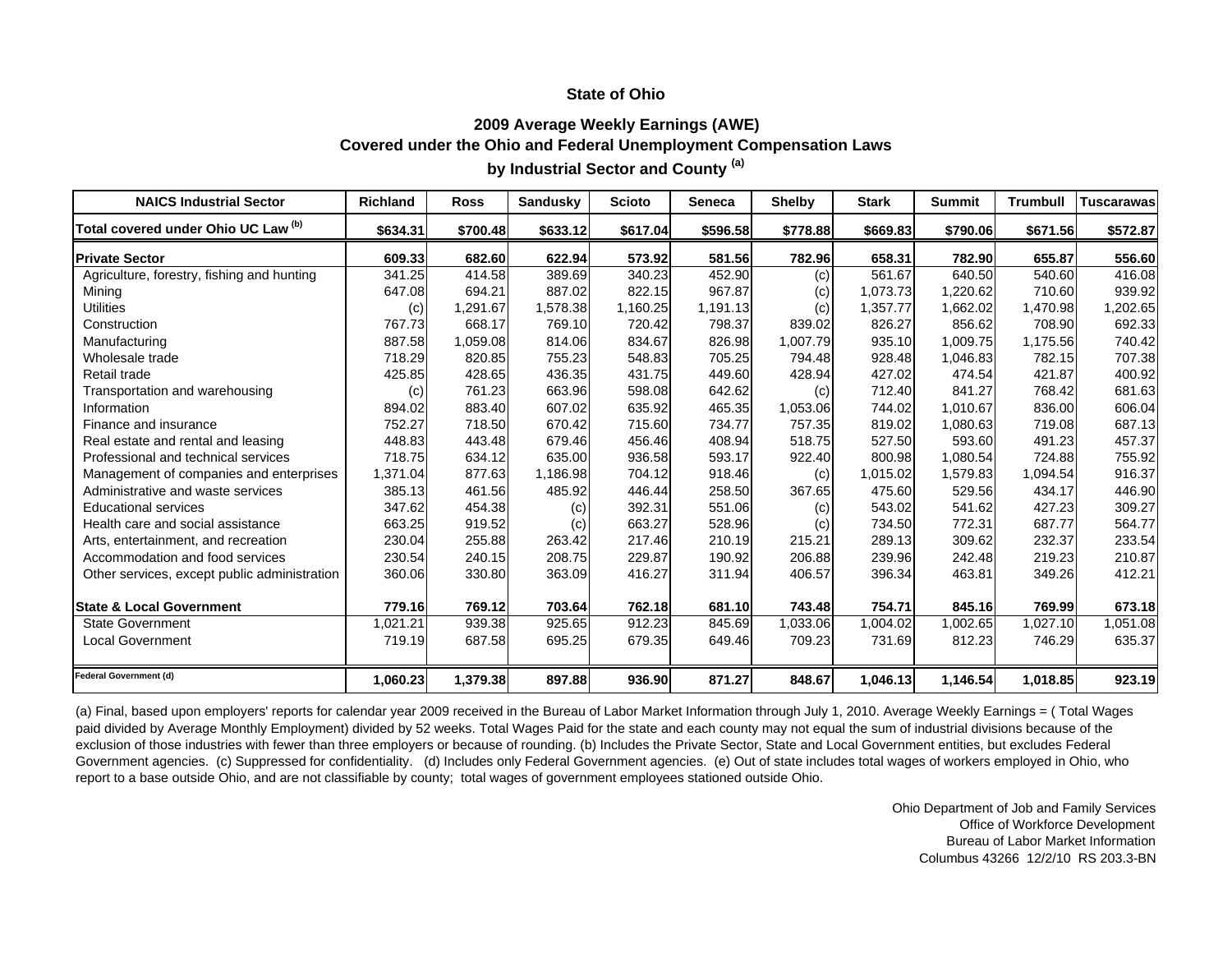**State of Ohio**

**2009 Average Weekly Earnings (AWE)**
**Covered under the Ohio and Federal Unemployment Compensation Laws**
**by Industrial Sector and County [(a)]**

| NAICS Industrial Sector | Richland | Ross | Sandusky | Scioto | Seneca | Shelby | Stark | Summit | Trumbull | Tuscarawas |
|---|---|---|---|---|---|---|---|---|---|---|
| **Total covered under Ohio UC Law [(b)]** | **$634.31** | **$700.48** | **$633.12** | **$617.04** | **$596.58** | **$778.88** | **$669.83** | **$790.06** | **$671.56** | **$572.87** |
| **Private Sector** | **609.33** | **682.60** | **622.94** | **573.92** | **581.56** | **782.96** | **658.31** | **782.90** | **655.87** | **556.60** |
| Agriculture, forestry, fishing and hunting | 341.25 | 414.58 | 389.69 | 340.23 | 452.90 | (c) | 561.67 | 640.50 | 540.60 | 416.08 |
| Mining | 647.08 | 694.21 | 887.02 | 822.15 | 967.87 | (c) | 1,073.73 | 1,220.62 | 710.60 | 939.92 |
| Utilities | (c) | 1,291.67 | 1,578.38 | 1,160.25 | 1,191.13 | (c) | 1,357.77 | 1,662.02 | 1,470.98 | 1,202.65 |
| Construction | 767.73 | 668.17 | 769.10 | 720.42 | 798.37 | 839.02 | 826.27 | 856.62 | 708.90 | 692.33 |
| Manufacturing | 887.58 | 1,059.08 | 814.06 | 834.67 | 826.98 | 1,007.79 | 935.10 | 1,009.75 | 1,175.56 | 740.42 |
| Wholesale trade | 718.29 | 820.85 | 755.23 | 548.83 | 705.25 | 794.48 | 928.48 | 1,046.83 | 782.15 | 707.38 |
| Retail trade | 425.85 | 428.65 | 436.35 | 431.75 | 449.60 | 428.94 | 427.02 | 474.54 | 421.87 | 400.92 |
| Transportation and warehousing | (c) | 761.23 | 663.96 | 598.08 | 642.62 | (c) | 712.40 | 841.27 | 768.42 | 681.63 |
| Information | 894.02 | 883.40 | 607.02 | 635.92 | 465.35 | 1,053.06 | 744.02 | 1,010.67 | 836.00 | 606.04 |
| Finance and insurance | 752.27 | 718.50 | 670.42 | 715.60 | 734.77 | 757.35 | 819.02 | 1,080.63 | 719.08 | 687.13 |
| Real estate and rental and leasing | 448.83 | 443.48 | 679.46 | 456.46 | 408.94 | 518.75 | 527.50 | 593.60 | 491.23 | 457.37 |
| Professional and technical services | 718.75 | 634.12 | 635.00 | 936.58 | 593.17 | 922.40 | 800.98 | 1,080.54 | 724.88 | 755.92 |
| Management of companies and enterprises | 1,371.04 | 877.63 | 1,186.98 | 704.12 | 918.46 | (c) | 1,015.02 | 1,579.83 | 1,094.54 | 916.37 |
| Administrative and waste services | 385.13 | 461.56 | 485.92 | 446.44 | 258.50 | 367.65 | 475.60 | 529.56 | 434.17 | 446.90 |
| Educational services | 347.62 | 454.38 | (c) | 392.31 | 551.06 | (c) | 543.02 | 541.62 | 427.23 | 309.27 |
| Health care and social assistance | 663.25 | 919.52 | (c) | 663.27 | 528.96 | (c) | 734.50 | 772.31 | 687.77 | 564.77 |
| Arts, entertainment, and recreation | 230.04 | 255.88 | 263.42 | 217.46 | 210.19 | 215.21 | 289.13 | 309.62 | 232.37 | 233.54 |
| Accommodation and food services | 230.54 | 240.15 | 208.75 | 229.87 | 190.92 | 206.88 | 239.96 | 242.48 | 219.23 | 210.87 |
| Other services, except public administration | 360.06 | 330.80 | 363.09 | 416.27 | 311.94 | 406.57 | 396.34 | 463.81 | 349.26 | 412.21 |
| **State & Local Government** | **779.16** | **769.12** | **703.64** | **762.18** | **681.10** | **743.48** | **754.71** | **845.16** | **769.99** | **673.18** |
| State Government | 1,021.21 | 939.38 | 925.65 | 912.23 | 845.69 | 1,033.06 | 1,004.02 | 1,002.65 | 1,027.10 | 1,051.08 |
| Local Government | 719.19 | 687.58 | 695.25 | 679.35 | 649.46 | 709.23 | 731.69 | 812.23 | 746.29 | 635.37 |
| **Federal Government (d)** | **1,060.23** | **1,379.38** | **897.88** | **936.90** | **871.27** | **848.67** | **1,046.13** | **1,146.54** | **1,018.85** | **923.19** |

(a) Final, based upon employers' reports for calendar year 2009 received in the Bureau of Labor Market Information through July 1, 2010. Average Weekly Earnings = ( Total Wages paid divided by Average Monthly Employment) divided by 52 weeks. Total Wages Paid for the state and each county may not equal the sum of industrial divisions because of the exclusion of those industries with fewer than three employers or because of rounding. (b) Includes the Private Sector, State and Local Government entities, but excludes Federal Government agencies. (c) Suppressed for confidentiality. (d) Includes only Federal Government agencies. (e) Out of state includes total wages of workers employed in Ohio, who report to a base outside Ohio, and are not classifiable by county; total wages of government employees stationed outside Ohio.

Ohio Department of Job and Family Services
Office of Workforce Development
Bureau of Labor Market Information
Columbus 43266 12/2/10 RS 203.3-BN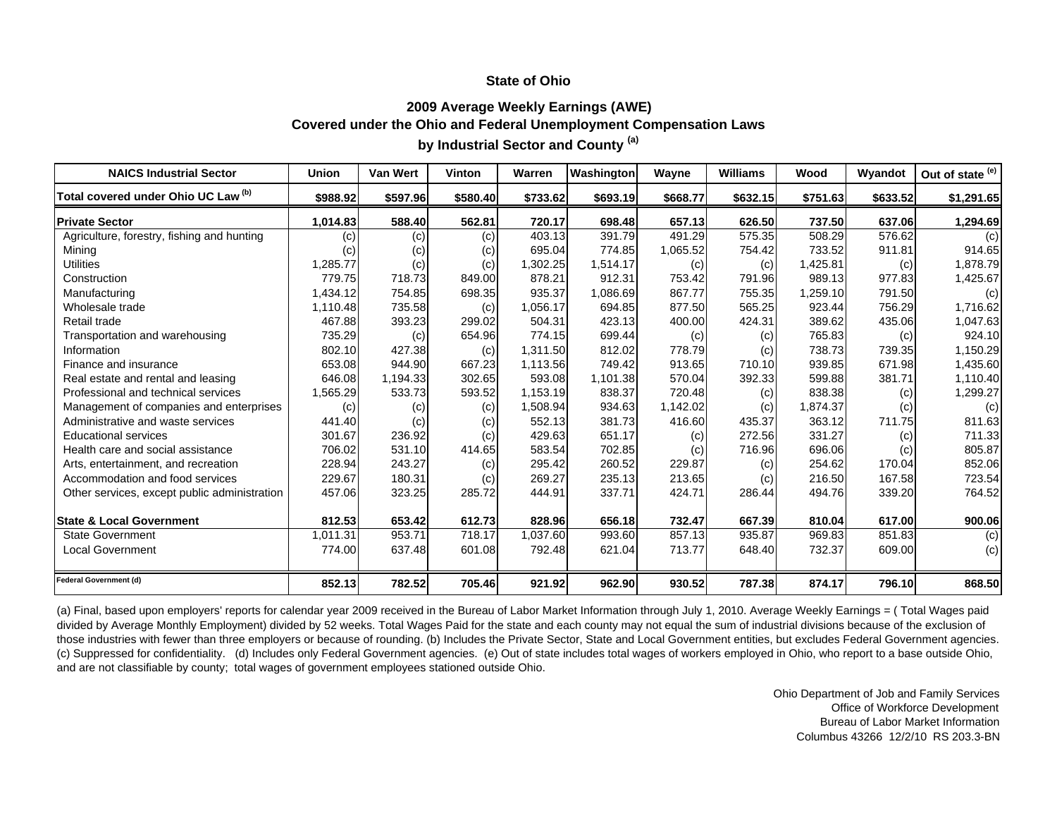### State of Ohio

## 2009 Average Weekly Earnings (AWE)
## Covered under the Ohio and Federal Unemployment Compensation Laws
## by Industrial Sector and County [(a)]

| NAICS Industrial Sector | Union | Van Wert | Vinton | Warren | Washington | Wayne | Williams | Wood | Wyandot | Out of state [(e)] |
|---|---|---|---|---|---|---|---|---|---|---|
| **Total covered under Ohio UC Law [(b)]** | **$988.92** | **$597.96** | **$580.40** | **$733.62** | **$693.19** | **$668.77** | **$632.15** | **$751.63** | **$633.52** | **$1,291.65** |
| **Private Sector** | **1,014.83** | **588.40** | **562.81** | **720.17** | **698.48** | **657.13** | **626.50** | **737.50** | **637.06** | **1,294.69** |
| Agriculture, forestry, fishing and hunting | (c) | (c) | (c) | 403.13 | 391.79 | 491.29 | 575.35 | 508.29 | 576.62 | (c) |
| Mining | (c) | (c) | (c) | 695.04 | 774.85 | 1,065.52 | 754.42 | 733.52 | 911.81 | 914.65 |
| Utilities | 1,285.77 | (c) | (c) | 1,302.25 | 1,514.17 | (c) | (c) | 1,425.81 | (c) | 1,878.79 |
| Construction | 779.75 | 718.73 | 849.00 | 878.21 | 912.31 | 753.42 | 791.96 | 989.13 | 977.83 | 1,425.67 |
| Manufacturing | 1,434.12 | 754.85 | 698.35 | 935.37 | 1,086.69 | 867.77 | 755.35 | 1,259.10 | 791.50 | (c) |
| Wholesale trade | 1,110.48 | 735.58 | (c) | 1,056.17 | 694.85 | 877.50 | 565.25 | 923.44 | 756.29 | 1,716.62 |
| Retail trade | 467.88 | 393.23 | 299.02 | 504.31 | 423.13 | 400.00 | 424.31 | 389.62 | 435.06 | 1,047.63 |
| Transportation and warehousing | 735.29 | (c) | 654.96 | 774.15 | 699.44 | (c) | (c) | 765.83 | (c) | 924.10 |
| Information | 802.10 | 427.38 | (c) | 1,311.50 | 812.02 | 778.79 | (c) | 738.73 | 739.35 | 1,150.29 |
| Finance and insurance | 653.08 | 944.90 | 667.23 | 1,113.56 | 749.42 | 913.65 | 710.10 | 939.85 | 671.98 | 1,435.60 |
| Real estate and rental and leasing | 646.08 | 1,194.33 | 302.65 | 593.08 | 1,101.38 | 570.04 | 392.33 | 599.88 | 381.71 | 1,110.40 |
| Professional and technical services | 1,565.29 | 533.73 | 593.52 | 1,153.19 | 838.37 | 720.48 | (c) | 838.38 | (c) | 1,299.27 |
| Management of companies and enterprises | (c) | (c) | (c) | 1,508.94 | 934.63 | 1,142.02 | (c) | 1,874.37 | (c) | (c) |
| Administrative and waste services | 441.40 | (c) | (c) | 552.13 | 381.73 | 416.60 | 435.37 | 363.12 | 711.75 | 811.63 |
| Educational services | 301.67 | 236.92 | (c) | 429.63 | 651.17 | (c) | 272.56 | 331.27 | (c) | 711.33 |
| Health care and social assistance | 706.02 | 531.10 | 414.65 | 583.54 | 702.85 | (c) | 716.96 | 696.06 | (c) | 805.87 |
| Arts, entertainment, and recreation | 228.94 | 243.27 | (c) | 295.42 | 260.52 | 229.87 | (c) | 254.62 | 170.04 | 852.06 |
| Accommodation and food services | 229.67 | 180.31 | (c) | 269.27 | 235.13 | 213.65 | (c) | 216.50 | 167.58 | 723.54 |
| Other services, except public administration | 457.06 | 323.25 | 285.72 | 444.91 | 337.71 | 424.71 | 286.44 | 494.76 | 339.20 | 764.52 |
| **State & Local Government** | **812.53** | **653.42** | **612.73** | **828.96** | **656.18** | **732.47** | **667.39** | **810.04** | **617.00** | **900.06** |
| State Government | 1,011.31 | 953.71 | 718.17 | 1,037.60 | 993.60 | 857.13 | 935.87 | 969.83 | 851.83 | (c) |
| Local Government | 774.00 | 637.48 | 601.08 | 792.48 | 621.04 | 713.77 | 648.40 | 732.37 | 609.00 | (c) |
| **Federal Government (d)** | **852.13** | **782.52** | **705.46** | **921.92** | **962.90** | **930.52** | **787.38** | **874.17** | **796.10** | **868.50** |

(a) Final, based upon employers' reports for calendar year 2009 received in the Bureau of Labor Market Information through July 1, 2010. Average Weekly Earnings = ( Total Wages paid divided by Average Monthly Employment) divided by 52 weeks. Total Wages Paid for the state and each county may not equal the sum of industrial divisions because of the exclusion of those industries with fewer than three employers or because of rounding. (b) Includes the Private Sector, State and Local Government entities, but excludes Federal Government agencies. (c) Suppressed for confidentiality. (d) Includes only Federal Government agencies. (e) Out of state includes total wages of workers employed in Ohio, who report to a base outside Ohio, and are not classifiable by county; total wages of government employees stationed outside Ohio.

Ohio Department of Job and Family Services
Office of Workforce Development
Bureau of Labor Market Information
Columbus 43266 12/2/10 RS 203.3-BN